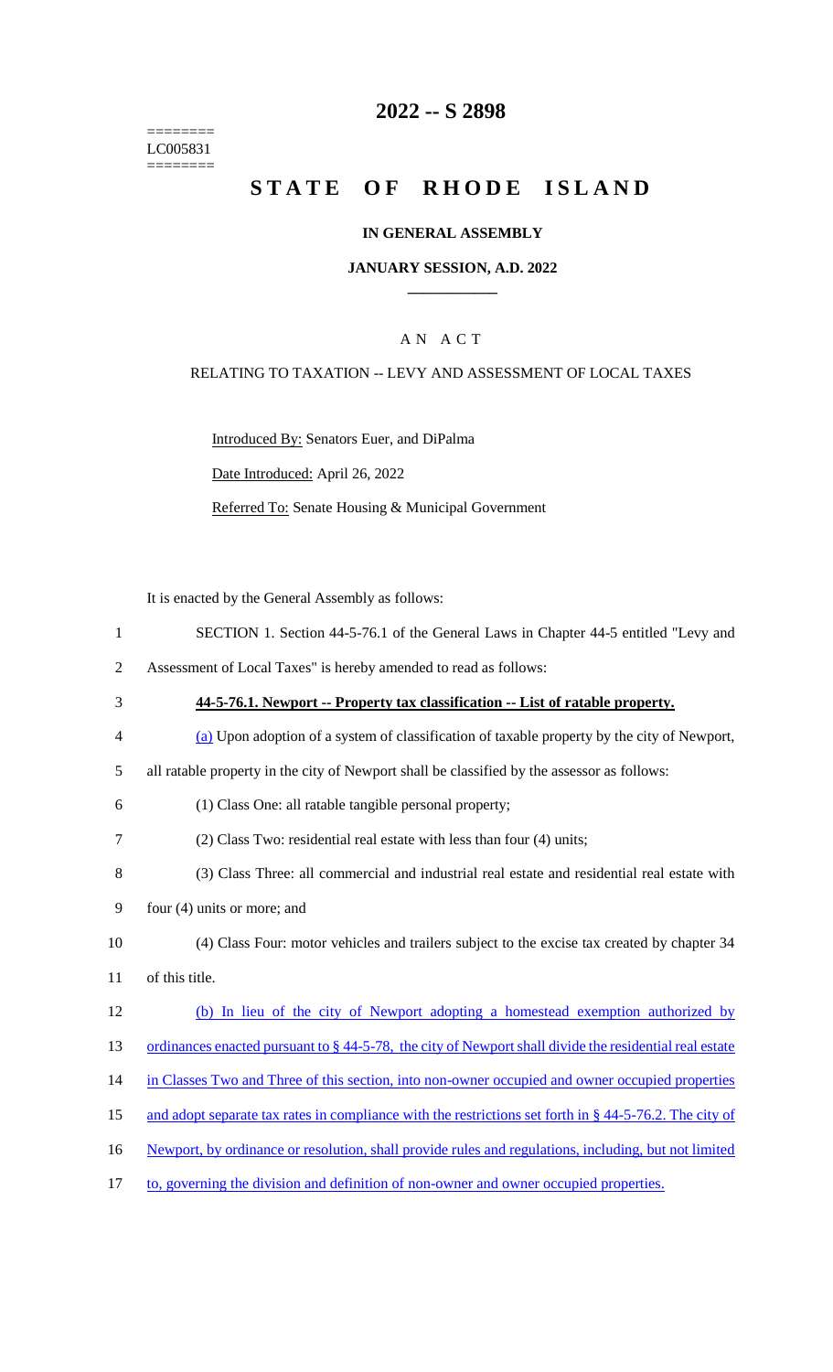========
LC005831
========

# 2022 -- S 2898

# STATE OF RHODE ISLAND

## IN GENERAL ASSEMBLY

### JANUARY SESSION, A.D. 2022

### A N A C T

RELATING TO TAXATION -- LEVY AND ASSESSMENT OF LOCAL TAXES

Introduced By: Senators Euer, and DiPalma

Date Introduced: April 26, 2022

Referred To: Senate Housing & Municipal Government

It is enacted by the General Assembly as follows:

1 SECTION 1. Section 44-5-76.1 of the General Laws in Chapter 44-5 entitled "Levy and
2 Assessment of Local Taxes" is hereby amended to read as follows:

3 **44-5-76.1. Newport -- Property tax classification -- List of ratable property.**

4 (a) Upon adoption of a system of classification of taxable property by the city of Newport,
5 all ratable property in the city of Newport shall be classified by the assessor as follows:

6 (1) Class One: all ratable tangible personal property;

7 (2) Class Two: residential real estate with less than four (4) units;

8 (3) Class Three: all commercial and industrial real estate and residential real estate with
9 four (4) units or more; and

10 (4) Class Four: motor vehicles and trailers subject to the excise tax created by chapter 34
11 of this title.

12 (b) In lieu of the city of Newport adopting a homestead exemption authorized by
13 ordinances enacted pursuant to § 44-5-78, the city of Newport shall divide the residential real estate
14 in Classes Two and Three of this section, into non-owner occupied and owner occupied properties
15 and adopt separate tax rates in compliance with the restrictions set forth in § 44-5-76.2. The city of
16 Newport, by ordinance or resolution, shall provide rules and regulations, including, but not limited
17 to, governing the division and definition of non-owner and owner occupied properties.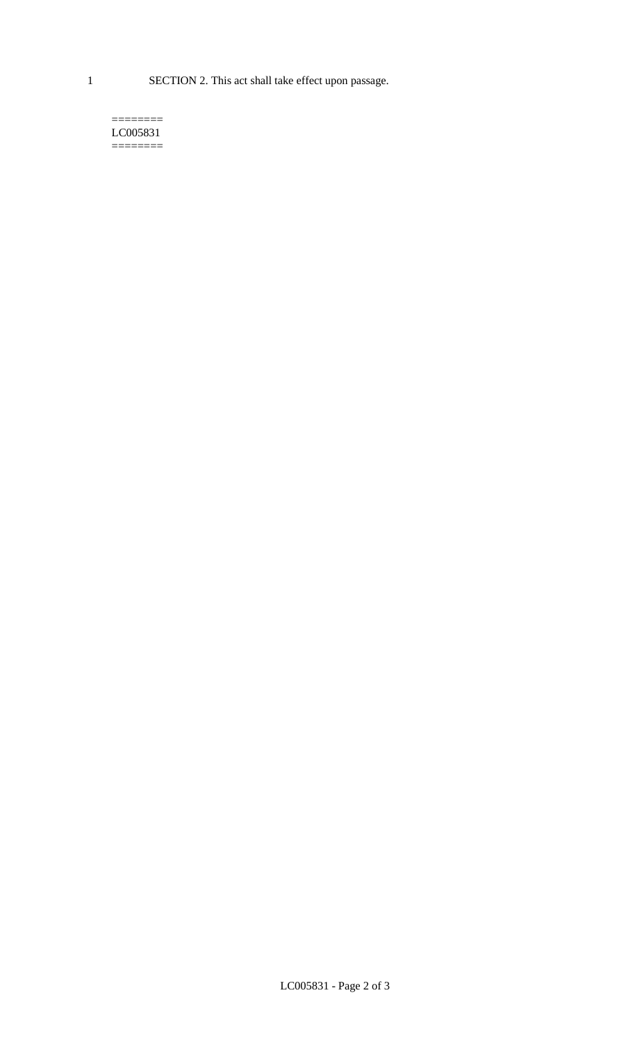SECTION 2. This act shall take effect upon passage.

========
LC005831
========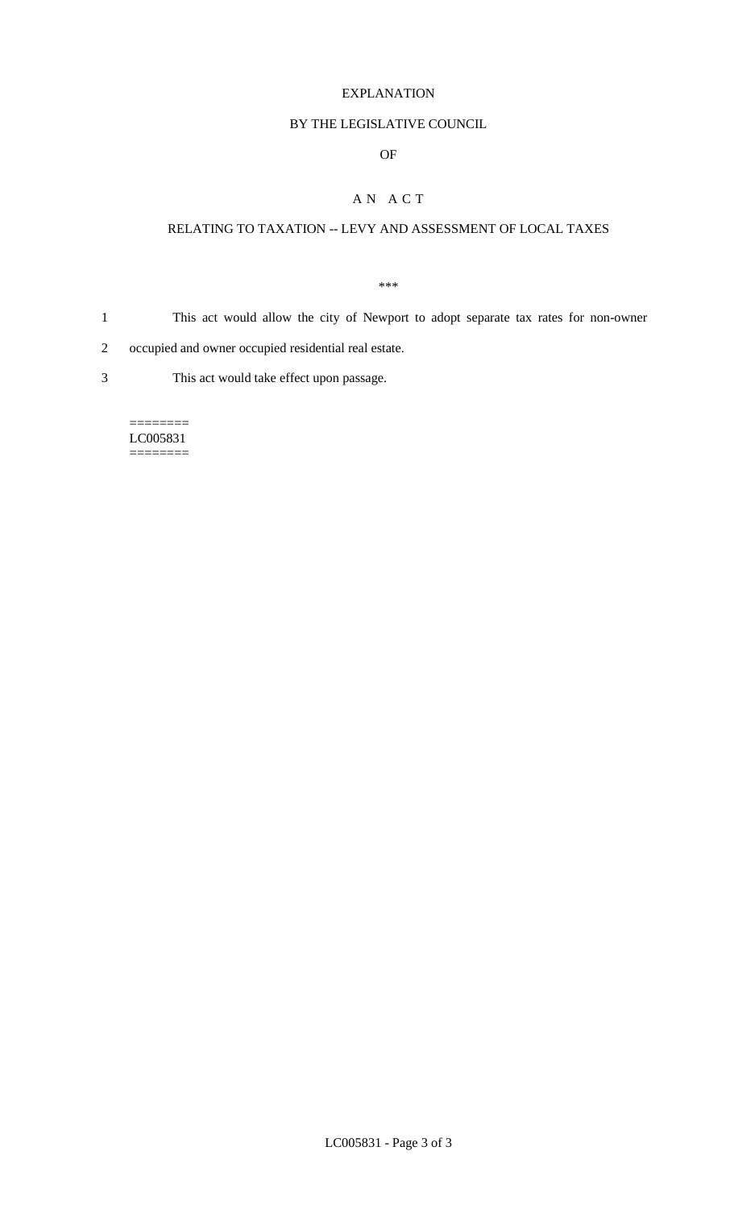EXPLANATION

BY THE LEGISLATIVE COUNCIL

OF

A N A C T

RELATING TO TAXATION -- LEVY AND ASSESSMENT OF LOCAL TAXES

\*\*\*

1 This act would allow the city of Newport to adopt separate tax rates for non-owner
2 occupied and owner occupied residential real estate.
3 This act would take effect upon passage.

========
LC005831
========